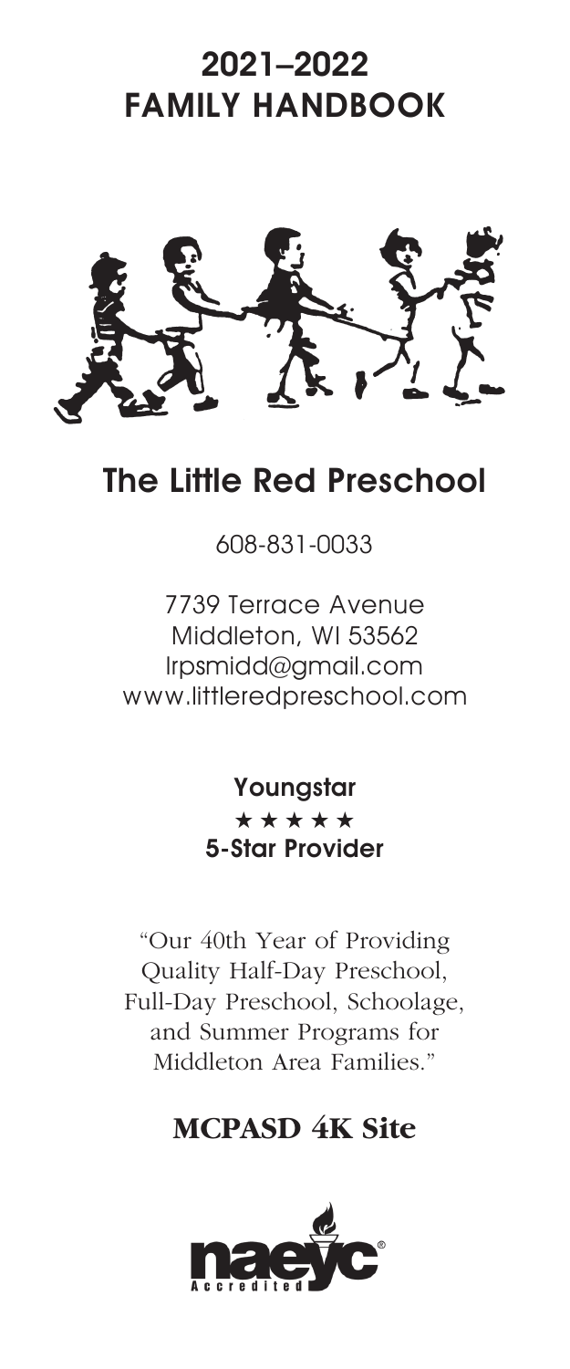# 2021–2022 FAMILY HANDBOOK

## The Little Red Preschool

608-831-0033

7739 Terrace Avenue
Middleton, WI 53562
lrpsmidd@gmail.com
www.littleredpreschool.com

**Youngstar**
**★★★★★**
**5-Star Provider**

"Our 40th Year of Providing Quality Half-Day Preschool, Full-Day Preschool, Schoolage, and Summer Programs for Middleton Area Families."

**MCPASD 4K Site**

naeyc Accredited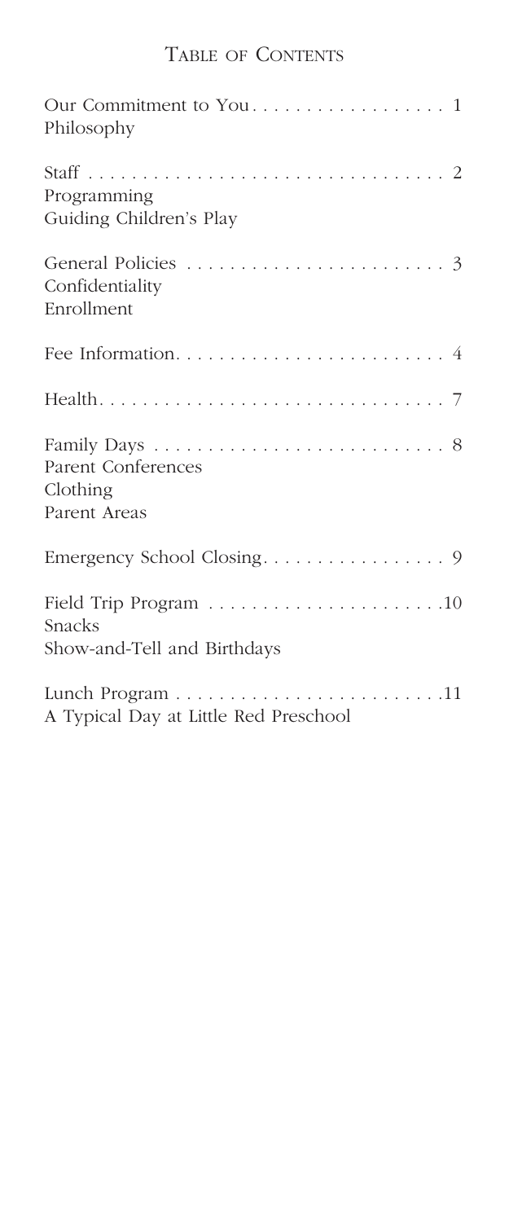# Table of Contents

Our Commitment to You . . . . . . . . . . . . . . . . . . 1
Philosophy

Staff . . . . . . . . . . . . . . . . . . . . . . . . . . . . . . . . . 2
Programming
Guiding Children's Play

General Policies . . . . . . . . . . . . . . . . . . . . . . . . 3
Confidentiality
Enrollment

Fee Information. . . . . . . . . . . . . . . . . . . . . . . . . 4

Health. . . . . . . . . . . . . . . . . . . . . . . . . . . . . . . 7

Family Days . . . . . . . . . . . . . . . . . . . . . . . . . . 8
Parent Conferences
Clothing
Parent Areas

Emergency School Closing. . . . . . . . . . . . . . . . . 9

Field Trip Program . . . . . . . . . . . . . . . . . . . . . .10
Snacks
Show-and-Tell and Birthdays

Lunch Program . . . . . . . . . . . . . . . . . . . . . . . . .11
A Typical Day at Little Red Preschool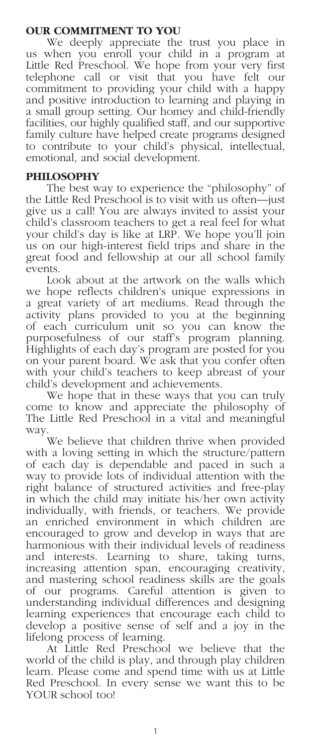## OUR COMMITMENT TO YOU

We deeply appreciate the trust you place in us when you enroll your child in a program at Little Red Preschool. We hope from your very first telephone call or visit that you have felt our commitment to providing your child with a happy and positive introduction to learning and playing in a small group setting. Our homey and child-friendly facilities, our highly qualified staff, and our supportive family culture have helped create programs designed to contribute to your child's physical, intellectual, emotional, and social development.

## PHILOSOPHY

The best way to experience the "philosophy" of the Little Red Preschool is to visit with us often—just give us a call! You are always invited to assist your child's classroom teachers to get a real feel for what your child's day is like at LRP. We hope you'll join us on our high-interest field trips and share in the great food and fellowship at our all school family events.

Look about at the artwork on the walls which we hope reflects children's unique expressions in a great variety of art mediums. Read through the activity plans provided to you at the beginning of each curriculum unit so you can know the purposefulness of our staff's program planning. Highlights of each day's program are posted for you on your parent board. We ask that you confer often with your child's teachers to keep abreast of your child's development and achievements.

We hope that in these ways that you can truly come to know and appreciate the philosophy of The Little Red Preschool in a vital and meaningful way.

We believe that children thrive when provided with a loving setting in which the structure/pattern of each day is dependable and paced in such a way to provide lots of individual attention with the right balance of structured activities and free-play in which the child may initiate his/her own activity individually, with friends, or teachers. We provide an enriched environment in which children are encouraged to grow and develop in ways that are harmonious with their individual levels of readiness and interests. Learning to share, taking turns, increasing attention span, encouraging creativity, and mastering school readiness skills are the goals of our programs. Careful attention is given to understanding individual differences and designing learning experiences that encourage each child to develop a positive sense of self and a joy in the lifelong process of learning.

At Little Red Preschool we believe that the world of the child is play, and through play children learn. Please come and spend time with us at Little Red Preschool. In every sense we want this to be YOUR school too!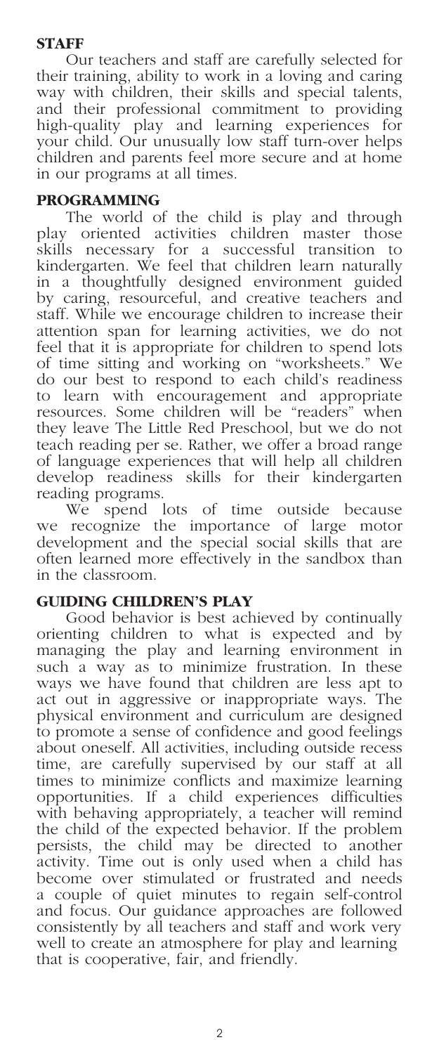## STAFF

Our teachers and staff are carefully selected for their training, ability to work in a loving and caring way with children, their skills and special talents, and their professional commitment to providing high-quality play and learning experiences for your child. Our unusually low staff turn-over helps children and parents feel more secure and at home in our programs at all times.

## PROGRAMMING

The world of the child is play and through play oriented activities children master those skills necessary for a successful transition to kindergarten. We feel that children learn naturally in a thoughtfully designed environment guided by caring, resourceful, and creative teachers and staff. While we encourage children to increase their attention span for learning activities, we do not feel that it is appropriate for children to spend lots of time sitting and working on "worksheets." We do our best to respond to each child's readiness to learn with encouragement and appropriate resources. Some children will be "readers" when they leave The Little Red Preschool, but we do not teach reading per se. Rather, we offer a broad range of language experiences that will help all children develop readiness skills for their kindergarten reading programs.

We spend lots of time outside because we recognize the importance of large motor development and the special social skills that are often learned more effectively in the sandbox than in the classroom.

## GUIDING CHILDREN'S PLAY

Good behavior is best achieved by continually orienting children to what is expected and by managing the play and learning environment in such a way as to minimize frustration. In these ways we have found that children are less apt to act out in aggressive or inappropriate ways. The physical environment and curriculum are designed to promote a sense of confidence and good feelings about oneself. All activities, including outside recess time, are carefully supervised by our staff at all times to minimize conflicts and maximize learning opportunities. If a child experiences difficulties with behaving appropriately, a teacher will remind the child of the expected behavior. If the problem persists, the child may be directed to another activity. Time out is only used when a child has become over stimulated or frustrated and needs a couple of quiet minutes to regain self-control and focus. Our guidance approaches are followed consistently by all teachers and staff and work very well to create an atmosphere for play and learning that is cooperative, fair, and friendly.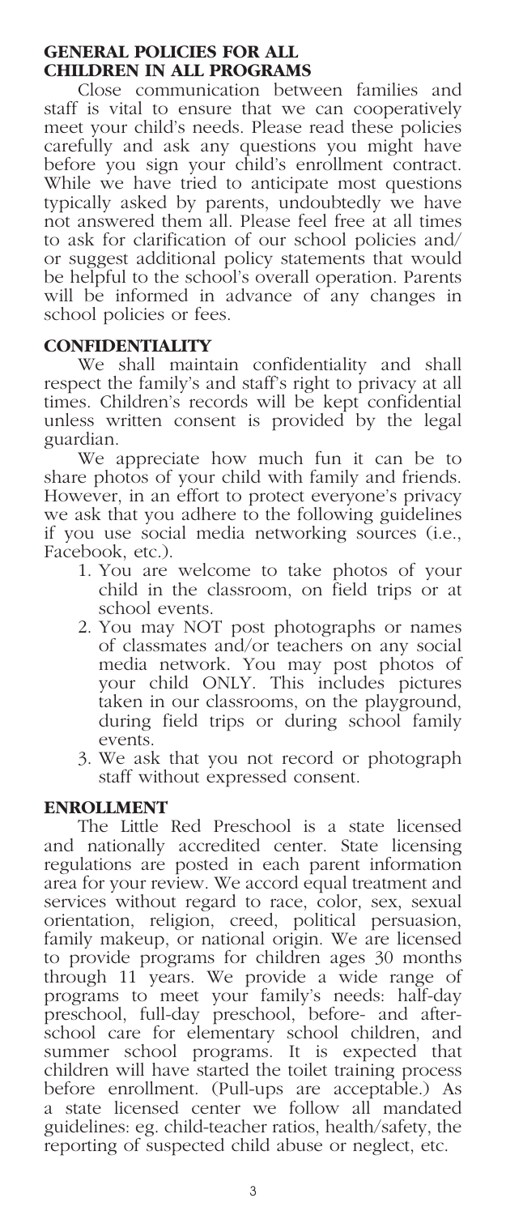## GENERAL POLICIES FOR ALL CHILDREN IN ALL PROGRAMS

Close communication between families and staff is vital to ensure that we can cooperatively meet your child's needs. Please read these policies carefully and ask any questions you might have before you sign your child's enrollment contract. While we have tried to anticipate most questions typically asked by parents, undoubtedly we have not answered them all. Please feel free at all times to ask for clarification of our school policies and/or suggest additional policy statements that would be helpful to the school's overall operation. Parents will be informed in advance of any changes in school policies or fees.

## CONFIDENTIALITY

We shall maintain confidentiality and shall respect the family's and staff's right to privacy at all times. Children's records will be kept confidential unless written consent is provided by the legal guardian.

We appreciate how much fun it can be to share photos of your child with family and friends. However, in an effort to protect everyone's privacy we ask that you adhere to the following guidelines if you use social media networking sources (i.e., Facebook, etc.).

1. You are welcome to take photos of your child in the classroom, on field trips or at school events.
2. You may NOT post photographs or names of classmates and/or teachers on any social media network. You may post photos of your child ONLY. This includes pictures taken in our classrooms, on the playground, during field trips or during school family events.
3. We ask that you not record or photograph staff without expressed consent.

## ENROLLMENT

The Little Red Preschool is a state licensed and nationally accredited center. State licensing regulations are posted in each parent information area for your review. We accord equal treatment and services without regard to race, color, sex, sexual orientation, religion, creed, political persuasion, family makeup, or national origin. We are licensed to provide programs for children ages 30 months through 11 years. We provide a wide range of programs to meet your family's needs: half-day preschool, full-day preschool, before- and after-school care for elementary school children, and summer school programs. It is expected that children will have started the toilet training process before enrollment. (Pull-ups are acceptable.) As a state licensed center we follow all mandated guidelines: eg. child-teacher ratios, health/safety, the reporting of suspected child abuse or neglect, etc.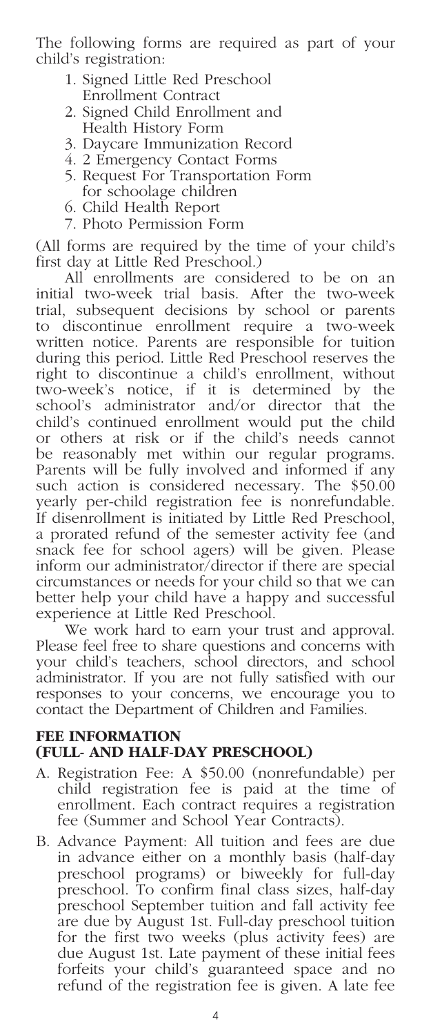The following forms are required as part of your child's registration:

1. Signed Little Red Preschool Enrollment Contract
2. Signed Child Enrollment and Health History Form
3. Daycare Immunization Record
4. 2 Emergency Contact Forms
5. Request For Transportation Form for schoolage children
6. Child Health Report
7. Photo Permission Form

(All forms are required by the time of your child's first day at Little Red Preschool.)

All enrollments are considered to be on an initial two-week trial basis. After the two-week trial, subsequent decisions by school or parents to discontinue enrollment require a two-week written notice. Parents are responsible for tuition during this period. Little Red Preschool reserves the right to discontinue a child's enrollment, without two-week's notice, if it is determined by the school's administrator and/or director that the child's continued enrollment would put the child or others at risk or if the child's needs cannot be reasonably met within our regular programs. Parents will be fully involved and informed if any such action is considered necessary. The $50.00 yearly per-child registration fee is nonrefundable. If disenrollment is initiated by Little Red Preschool, a prorated refund of the semester activity fee (and snack fee for school agers) will be given. Please inform our administrator/director if there are special circumstances or needs for your child so that we can better help your child have a happy and successful experience at Little Red Preschool.

We work hard to earn your trust and approval. Please feel free to share questions and concerns with your child's teachers, school directors, and school administrator. If you are not fully satisfied with our responses to your concerns, we encourage you to contact the Department of Children and Families.

## FEE INFORMATION (FULL- AND HALF-DAY PRESCHOOL)

A. Registration Fee: A $50.00 (nonrefundable) per child registration fee is paid at the time of enrollment. Each contract requires a registration fee (Summer and School Year Contracts).

B. Advance Payment: All tuition and fees are due in advance either on a monthly basis (half-day preschool programs) or biweekly for full-day preschool. To confirm final class sizes, half-day preschool September tuition and fall activity fee are due by August 1st. Full-day preschool tuition for the first two weeks (plus activity fees) are due August 1st. Late payment of these initial fees forfeits your child's guaranteed space and no refund of the registration fee is given. A late fee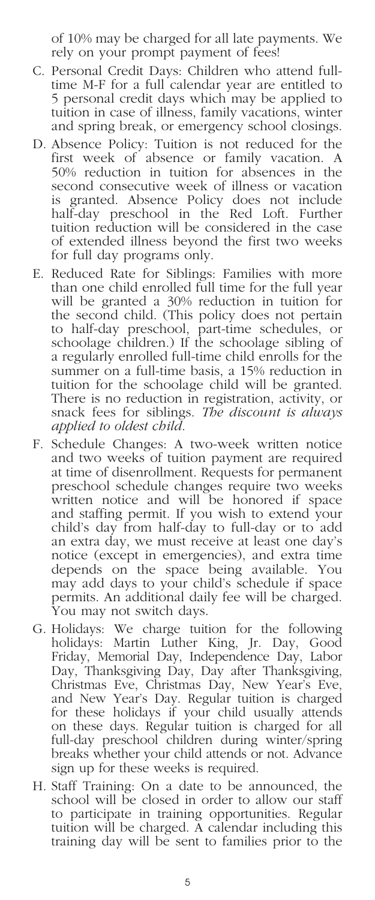of 10% may be charged for all late payments. We rely on your prompt payment of fees!

C. Personal Credit Days: Children who attend full-time M-F for a full calendar year are entitled to 5 personal credit days which may be applied to tuition in case of illness, family vacations, winter and spring break, or emergency school closings.

D. Absence Policy: Tuition is not reduced for the first week of absence or family vacation. A 50% reduction in tuition for absences in the second consecutive week of illness or vacation is granted. Absence Policy does not include half-day preschool in the Red Loft. Further tuition reduction will be considered in the case of extended illness beyond the first two weeks for full day programs only.

E. Reduced Rate for Siblings: Families with more than one child enrolled full time for the full year will be granted a 30% reduction in tuition for the second child. (This policy does not pertain to half-day preschool, part-time schedules, or schoolage children.) If the schoolage sibling of a regularly enrolled full-time child enrolls for the summer on a full-time basis, a 15% reduction in tuition for the schoolage child will be granted. There is no reduction in registration, activity, or snack fees for siblings. *The discount is always applied to oldest child.*

F. Schedule Changes: A two-week written notice and two weeks of tuition payment are required at time of disenrollment. Requests for permanent preschool schedule changes require two weeks written notice and will be honored if space and staffing permit. If you wish to extend your child's day from half-day to full-day or to add an extra day, we must receive at least one day's notice (except in emergencies), and extra time depends on the space being available. You may add days to your child's schedule if space permits. An additional daily fee will be charged. You may not switch days.

G. Holidays: We charge tuition for the following holidays: Martin Luther King, Jr. Day, Good Friday, Memorial Day, Independence Day, Labor Day, Thanksgiving Day, Day after Thanksgiving, Christmas Eve, Christmas Day, New Year's Eve, and New Year's Day. Regular tuition is charged for these holidays if your child usually attends on these days. Regular tuition is charged for all full-day preschool children during winter/spring breaks whether your child attends or not. Advance sign up for these weeks is required.

H. Staff Training: On a date to be announced, the school will be closed in order to allow our staff to participate in training opportunities. Regular tuition will be charged. A calendar including this training day will be sent to families prior to the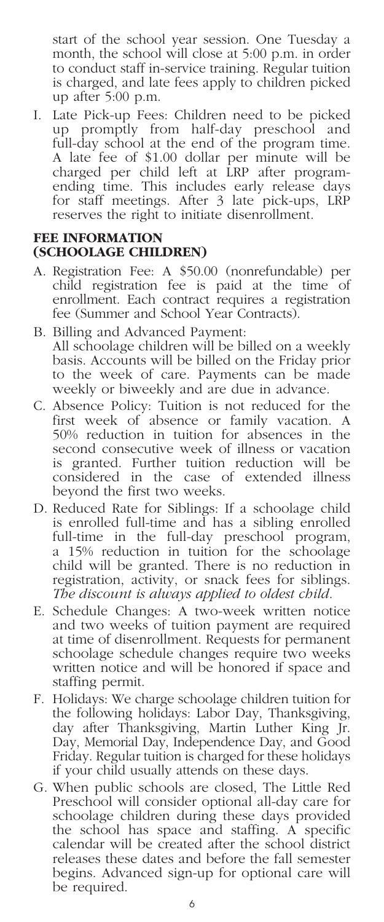start of the school year session. One Tuesday a month, the school will close at 5:00 p.m. in order to conduct staff in-service training. Regular tuition is charged, and late fees apply to children picked up after 5:00 p.m.

I. Late Pick-up Fees: Children need to be picked up promptly from half-day preschool and full-day school at the end of the program time. A late fee of $1.00 dollar per minute will be charged per child left at LRP after program-ending time. This includes early release days for staff meetings. After 3 late pick-ups, LRP reserves the right to initiate disenrollment.

## FEE INFORMATION (SCHOOLAGE CHILDREN)

A. Registration Fee: A $50.00 (nonrefundable) per child registration fee is paid at the time of enrollment. Each contract requires a registration fee (Summer and School Year Contracts).

B. Billing and Advanced Payment: All schoolage children will be billed on a weekly basis. Accounts will be billed on the Friday prior to the week of care. Payments can be made weekly or biweekly and are due in advance.

C. Absence Policy: Tuition is not reduced for the first week of absence or family vacation. A 50% reduction in tuition for absences in the second consecutive week of illness or vacation is granted. Further tuition reduction will be considered in the case of extended illness beyond the first two weeks.

D. Reduced Rate for Siblings: If a schoolage child is enrolled full-time and has a sibling enrolled full-time in the full-day preschool program, a 15% reduction in tuition for the schoolage child will be granted. There is no reduction in registration, activity, or snack fees for siblings. *The discount is always applied to oldest child.*

E. Schedule Changes: A two-week written notice and two weeks of tuition payment are required at time of disenrollment. Requests for permanent schoolage schedule changes require two weeks written notice and will be honored if space and staffing permit.

F. Holidays: We charge schoolage children tuition for the following holidays: Labor Day, Thanksgiving, day after Thanksgiving, Martin Luther King Jr. Day, Memorial Day, Independence Day, and Good Friday. Regular tuition is charged for these holidays if your child usually attends on these days.

G. When public schools are closed, The Little Red Preschool will consider optional all-day care for schoolage children during these days provided the school has space and staffing. A specific calendar will be created after the school district releases these dates and before the fall semester begins. Advanced sign-up for optional care will be required.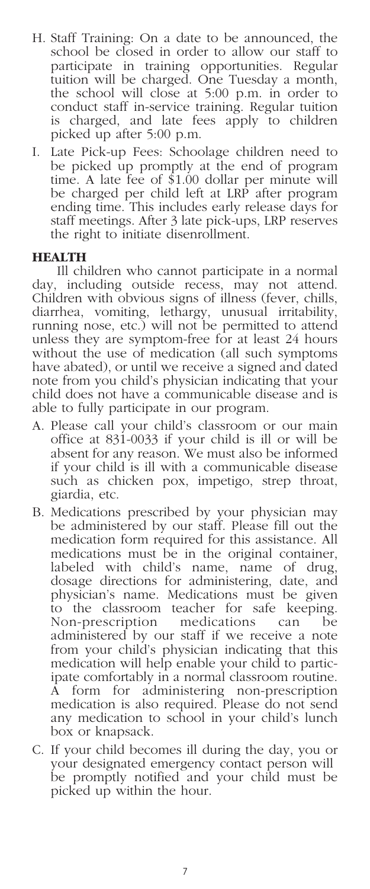H. Staff Training: On a date to be announced, the school be closed in order to allow our staff to participate in training opportunities. Regular tuition will be charged. One Tuesday a month, the school will close at 5:00 p.m. in order to conduct staff in-service training. Regular tuition is charged, and late fees apply to children picked up after 5:00 p.m.

I. Late Pick-up Fees: Schoolage children need to be picked up promptly at the end of program time. A late fee of $1.00 dollar per minute will be charged per child left at LRP after program ending time. This includes early release days for staff meetings. After 3 late pick-ups, LRP reserves the right to initiate disenrollment.

## HEALTH

Ill children who cannot participate in a normal day, including outside recess, may not attend. Children with obvious signs of illness (fever, chills, diarrhea, vomiting, lethargy, unusual irritability, running nose, etc.) will not be permitted to attend unless they are symptom-free for at least 24 hours without the use of medication (all such symptoms have abated), or until we receive a signed and dated note from you child's physician indicating that your child does not have a communicable disease and is able to fully participate in our program.

A. Please call your child's classroom or our main office at 831-0033 if your child is ill or will be absent for any reason. We must also be informed if your child is ill with a communicable disease such as chicken pox, impetigo, strep throat, giardia, etc.

B. Medications prescribed by your physician may be administered by our staff. Please fill out the medication form required for this assistance. All medications must be in the original container, labeled with child's name, name of drug, dosage directions for administering, date, and physician's name. Medications must be given to the classroom teacher for safe keeping. Non-prescription medications can be administered by our staff if we receive a note from your child's physician indicating that this medication will help enable your child to participate comfortably in a normal classroom routine. A form for administering non-prescription medication is also required. Please do not send any medication to school in your child's lunch box or knapsack.

C. If your child becomes ill during the day, you or your designated emergency contact person will be promptly notified and your child must be picked up within the hour.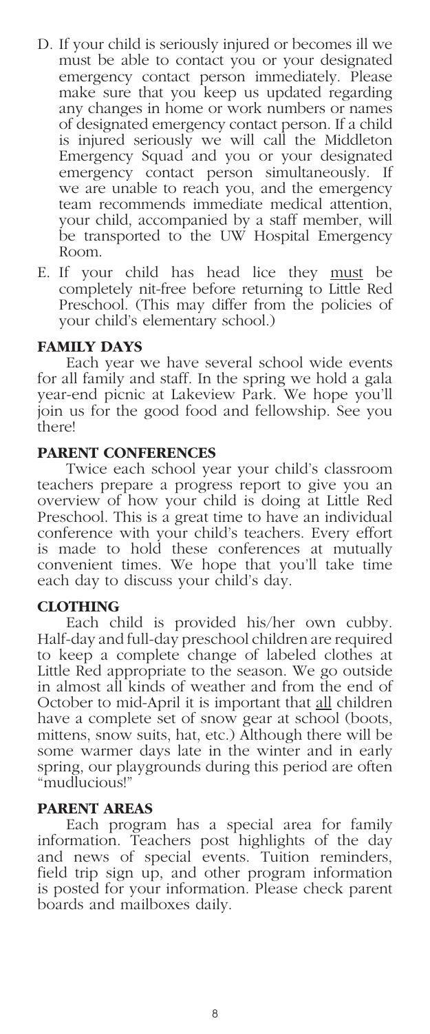D. If your child is seriously injured or becomes ill we must be able to contact you or your designated emergency contact person immediately. Please make sure that you keep us updated regarding any changes in home or work numbers or names of designated emergency contact person. If a child is injured seriously we will call the Middleton Emergency Squad and you or your designated emergency contact person simultaneously. If we are unable to reach you, and the emergency team recommends immediate medical attention, your child, accompanied by a staff member, will be transported to the UW Hospital Emergency Room.

E. If your child has head lice they <u>must</u> be completely nit-free before returning to Little Red Preschool. (This may differ from the policies of your child's elementary school.)

**FAMILY DAYS**

Each year we have several school wide events for all family and staff. In the spring we hold a gala year-end picnic at Lakeview Park. We hope you'll join us for the good food and fellowship. See you there!

**PARENT CONFERENCES**

Twice each school year your child's classroom teachers prepare a progress report to give you an overview of how your child is doing at Little Red Preschool. This is a great time to have an individual conference with your child's teachers. Every effort is made to hold these conferences at mutually convenient times. We hope that you'll take time each day to discuss your child's day.

**CLOTHING**

Each child is provided his/her own cubby. Half-day and full-day preschool children are required to keep a complete change of labeled clothes at Little Red appropriate to the season. We go outside in almost all kinds of weather and from the end of October to mid-April it is important that <u>all</u> children have a complete set of snow gear at school (boots, mittens, snow suits, hat, etc.) Although there will be some warmer days late in the winter and in early spring, our playgrounds during this period are often "mudlucious!"

**PARENT AREAS**

Each program has a special area for family information. Teachers post highlights of the day and news of special events. Tuition reminders, field trip sign up, and other program information is posted for your information. Please check parent boards and mailboxes daily.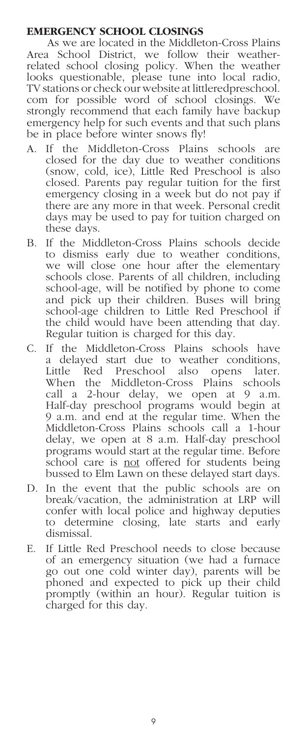## EMERGENCY SCHOOL CLOSINGS

As we are located in the Middleton-Cross Plains Area School District, we follow their weather-related school closing policy. When the weather looks questionable, please tune into local radio, TV stations or check our website at littleredpreschool.com for possible word of school closings. We strongly recommend that each family have backup emergency help for such events and that such plans be in place before winter snows fly!

A. If the Middleton-Cross Plains schools are closed for the day due to weather conditions (snow, cold, ice), Little Red Preschool is also closed. Parents pay regular tuition for the first emergency closing in a week but do not pay if there are any more in that week. Personal credit days may be used to pay for tuition charged on these days.

B. If the Middleton-Cross Plains schools decide to dismiss early due to weather conditions, we will close one hour after the elementary schools close. Parents of all children, including school-age, will be notified by phone to come and pick up their children. Buses will bring school-age children to Little Red Preschool if the child would have been attending that day. Regular tuition is charged for this day.

C. If the Middleton-Cross Plains schools have a delayed start due to weather conditions, Little Red Preschool also opens later. When the Middleton-Cross Plains schools call a 2-hour delay, we open at 9 a.m. Half-day preschool programs would begin at 9 a.m. and end at the regular time. When the Middleton-Cross Plains schools call a 1-hour delay, we open at 8 a.m. Half-day preschool programs would start at the regular time. Before school care is not offered for students being bussed to Elm Lawn on these delayed start days.

D. In the event that the public schools are on break/vacation, the administration at LRP will confer with local police and highway deputies to determine closing, late starts and early dismissal.

E. If Little Red Preschool needs to close because of an emergency situation (we had a furnace go out one cold winter day), parents will be phoned and expected to pick up their child promptly (within an hour). Regular tuition is charged for this day.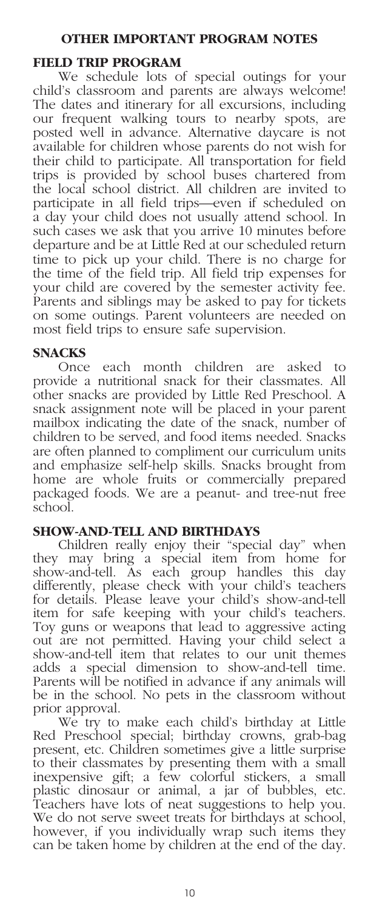## OTHER IMPORTANT PROGRAM NOTES

### FIELD TRIP PROGRAM

We schedule lots of special outings for your child's classroom and parents are always welcome! The dates and itinerary for all excursions, including our frequent walking tours to nearby spots, are posted well in advance. Alternative daycare is not available for children whose parents do not wish for their child to participate. All transportation for field trips is provided by school buses chartered from the local school district. All children are invited to participate in all field trips—even if scheduled on a day your child does not usually attend school. In such cases we ask that you arrive 10 minutes before departure and be at Little Red at our scheduled return time to pick up your child. There is no charge for the time of the field trip. All field trip expenses for your child are covered by the semester activity fee. Parents and siblings may be asked to pay for tickets on some outings. Parent volunteers are needed on most field trips to ensure safe supervision.

### SNACKS

Once each month children are asked to provide a nutritional snack for their classmates. All other snacks are provided by Little Red Preschool. A snack assignment note will be placed in your parent mailbox indicating the date of the snack, number of children to be served, and food items needed. Snacks are often planned to compliment our curriculum units and emphasize self-help skills. Snacks brought from home are whole fruits or commercially prepared packaged foods. We are a peanut- and tree-nut free school.

### SHOW-AND-TELL AND BIRTHDAYS

Children really enjoy their "special day" when they may bring a special item from home for show-and-tell. As each group handles this day differently, please check with your child's teachers for details. Please leave your child's show-and-tell item for safe keeping with your child's teachers. Toy guns or weapons that lead to aggressive acting out are not permitted. Having your child select a show-and-tell item that relates to our unit themes adds a special dimension to show-and-tell time. Parents will be notified in advance if any animals will be in the school. No pets in the classroom without prior approval.

We try to make each child's birthday at Little Red Preschool special; birthday crowns, grab-bag present, etc. Children sometimes give a little surprise to their classmates by presenting them with a small inexpensive gift; a few colorful stickers, a small plastic dinosaur or animal, a jar of bubbles, etc. Teachers have lots of neat suggestions to help you. We do not serve sweet treats for birthdays at school, however, if you individually wrap such items they can be taken home by children at the end of the day.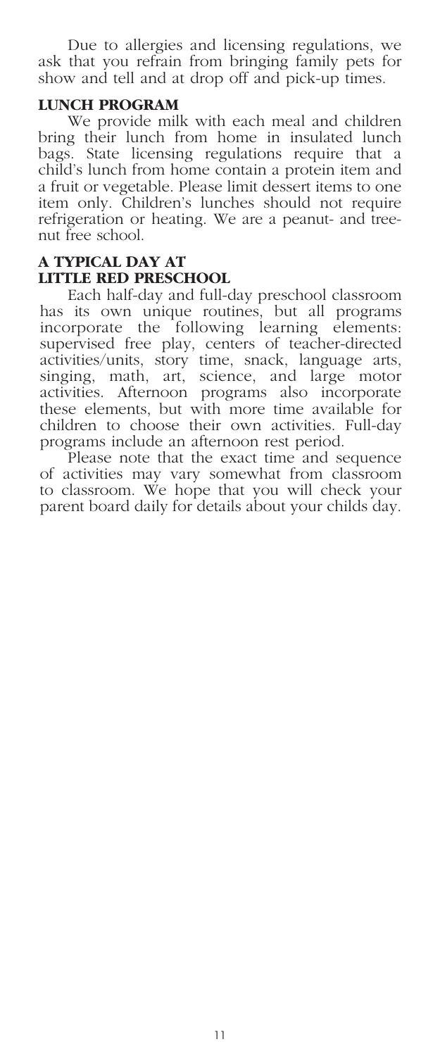Due to allergies and licensing regulations, we ask that you refrain from bringing family pets for show and tell and at drop off and pick-up times.

## LUNCH PROGRAM

We provide milk with each meal and children bring their lunch from home in insulated lunch bags. State licensing regulations require that a child's lunch from home contain a protein item and a fruit or vegetable. Please limit dessert items to one item only. Children's lunches should not require refrigeration or heating. We are a peanut- and tree-nut free school.

## A TYPICAL DAY AT LITTLE RED PRESCHOOL

Each half-day and full-day preschool classroom has its own unique routines, but all programs incorporate the following learning elements: supervised free play, centers of teacher-directed activities/units, story time, snack, language arts, singing, math, art, science, and large motor activities. Afternoon programs also incorporate these elements, but with more time available for children to choose their own activities. Full-day programs include an afternoon rest period.

Please note that the exact time and sequence of activities may vary somewhat from classroom to classroom. We hope that you will check your parent board daily for details about your childs day.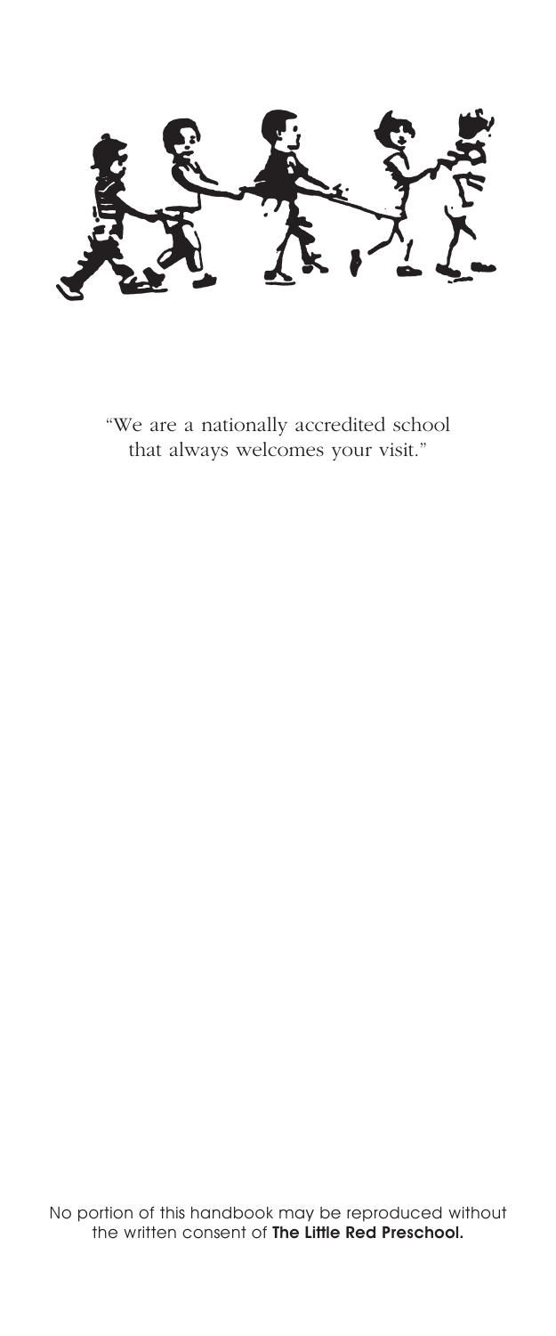"We are a nationally accredited school that always welcomes your visit."

No portion of this handbook may be reproduced without the written consent of **The Little Red Preschool.**